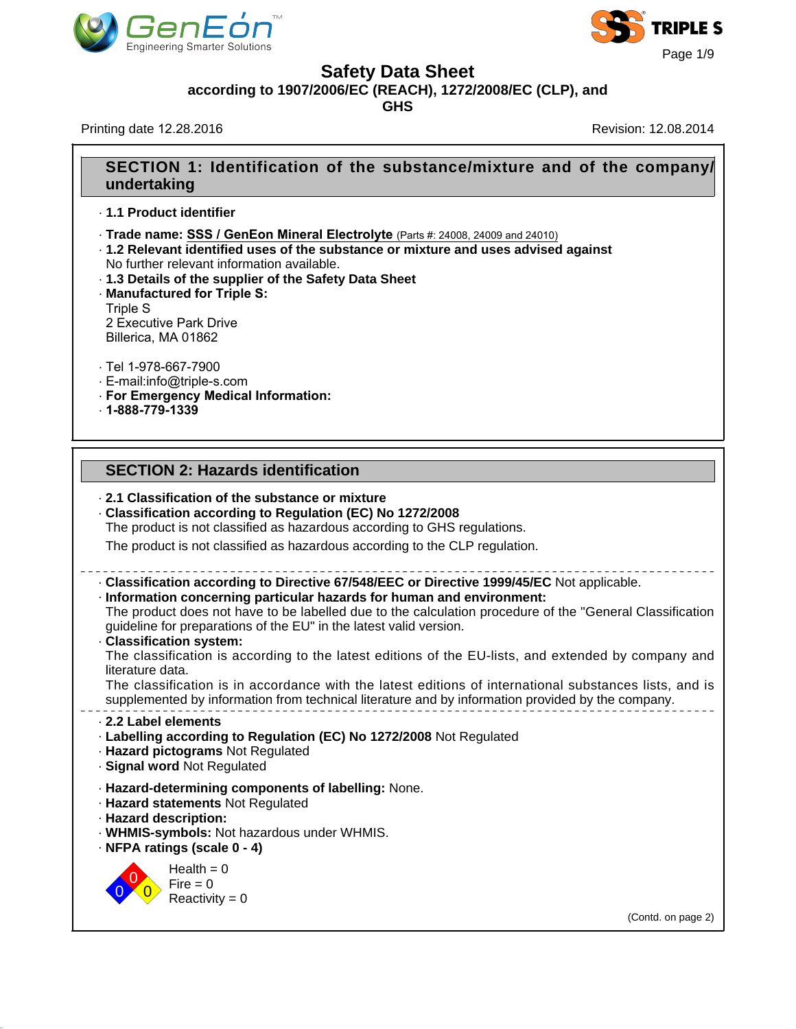# Safety Data Sheet

**according to 1907/2006/EC (REACH), 1272/2008/EC (CLP), and GHS**

Printing date 12.28.2016

Revision: 12.08.2014

## SECTION 1: Identification of the substance/mixture and of the company/undertaking

· **1.1 Product identifier**

· **Trade name: SSS / GenEon Mineral Electrolyte** (Parts #: 24008, 24009 and 24010)

· **1.2 Relevant identified uses of the substance or mixture and uses advised against**
No further relevant information available.

· **1.3 Details of the supplier of the Safety Data Sheet**

· **Manufactured for Triple S:**
Triple S
2 Executive Park Drive
Billerica, MA 01862

· Tel 1-978-667-7900
· E-mail:info@triple-s.com
· **For Emergency Medical Information:**
· **1-888-779-1339**

## SECTION 2: Hazards identification

· **2.1 Classification of the substance or mixture**

· **Classification according to Regulation (EC) No 1272/2008**
The product is not classified as hazardous according to GHS regulations.

The product is not classified as hazardous according to the CLP regulation.

---

· **Classification according to Directive 67/548/EEC or Directive 1999/45/EC** Not applicable.

· **Information concerning particular hazards for human and environment:**
The product does not have to be labelled due to the calculation procedure of the "General Classification guideline for preparations of the EU" in the latest valid version.

· **Classification system:**
The classification is according to the latest editions of the EU-lists, and extended by company and literature data.
The classification is in accordance with the latest editions of international substances lists, and is supplemented by information from technical literature and by information provided by the company.

---

· **2.2 Label elements**

· **Labelling according to Regulation (EC) No 1272/2008** Not Regulated

· **Hazard pictograms** Not Regulated

· **Signal word** Not Regulated

· **Hazard-determining components of labelling:** None.

· **Hazard statements** Not Regulated

· **Hazard description:**

· **WHMIS-symbols:** Not hazardous under WHMIS.

· **NFPA ratings (scale 0 - 4)**

Health = 0
Fire = 0
Reactivity = 0

(Contd. on page 2)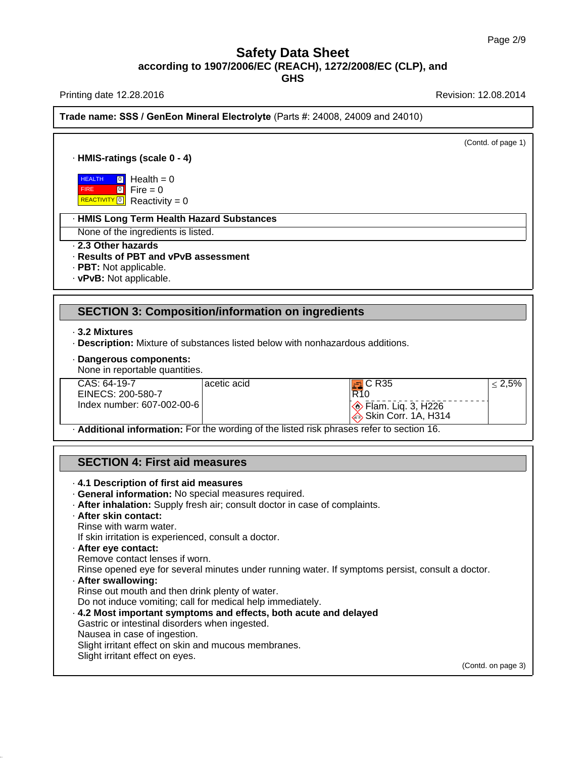# Safety Data Sheet
**according to 1907/2006/EC (REACH), 1272/2008/EC (CLP), and GHS**

Printing date 12.28.2016 | Revision: 12.08.2014

**Trade name: SSS / GenEon Mineral Electrolyte** (Parts #: 24008, 24009 and 24010)

(Contd. of page 1)

· **HMIS-ratings (scale 0 - 4)**

HEALTH 0 — Health = 0
FIRE 0 — Fire = 0
REACTIVITY 0 — Reactivity = 0

· **HMIS Long Term Health Hazard Substances**
None of the ingredients is listed.

· **2.3 Other hazards**
· **Results of PBT and vPvB assessment**
· **PBT:** Not applicable.
· **vPvB:** Not applicable.

## SECTION 3: Composition/information on ingredients

· **3.2 Mixtures**
· **Description:** Mixture of substances listed below with nonhazardous additions.

· **Dangerous components:**
None in reportable quantities.

| | | | |
|---|---|---|---|
| CAS: 64-19-7<br>EINECS: 200-580-7<br>Index number: 607-002-00-6 | acetic acid | C R35<br>R10<br>Flam. Liq. 3, H226<br>Skin Corr. 1A, H314 | ≤ 2,5% |

· **Additional information:** For the wording of the listed risk phrases refer to section 16.

## SECTION 4: First aid measures

· **4.1 Description of first aid measures**
· **General information:** No special measures required.
· **After inhalation:** Supply fresh air; consult doctor in case of complaints.
· **After skin contact:**
Rinse with warm water.
If skin irritation is experienced, consult a doctor.
· **After eye contact:**
Remove contact lenses if worn.
Rinse opened eye for several minutes under running water. If symptoms persist, consult a doctor.
· **After swallowing:**
Rinse out mouth and then drink plenty of water.
Do not induce vomiting; call for medical help immediately.
· **4.2 Most important symptoms and effects, both acute and delayed**
Gastric or intestinal disorders when ingested.
Nausea in case of ingestion.
Slight irritant effect on skin and mucous membranes.
Slight irritant effect on eyes.

(Contd. on page 3)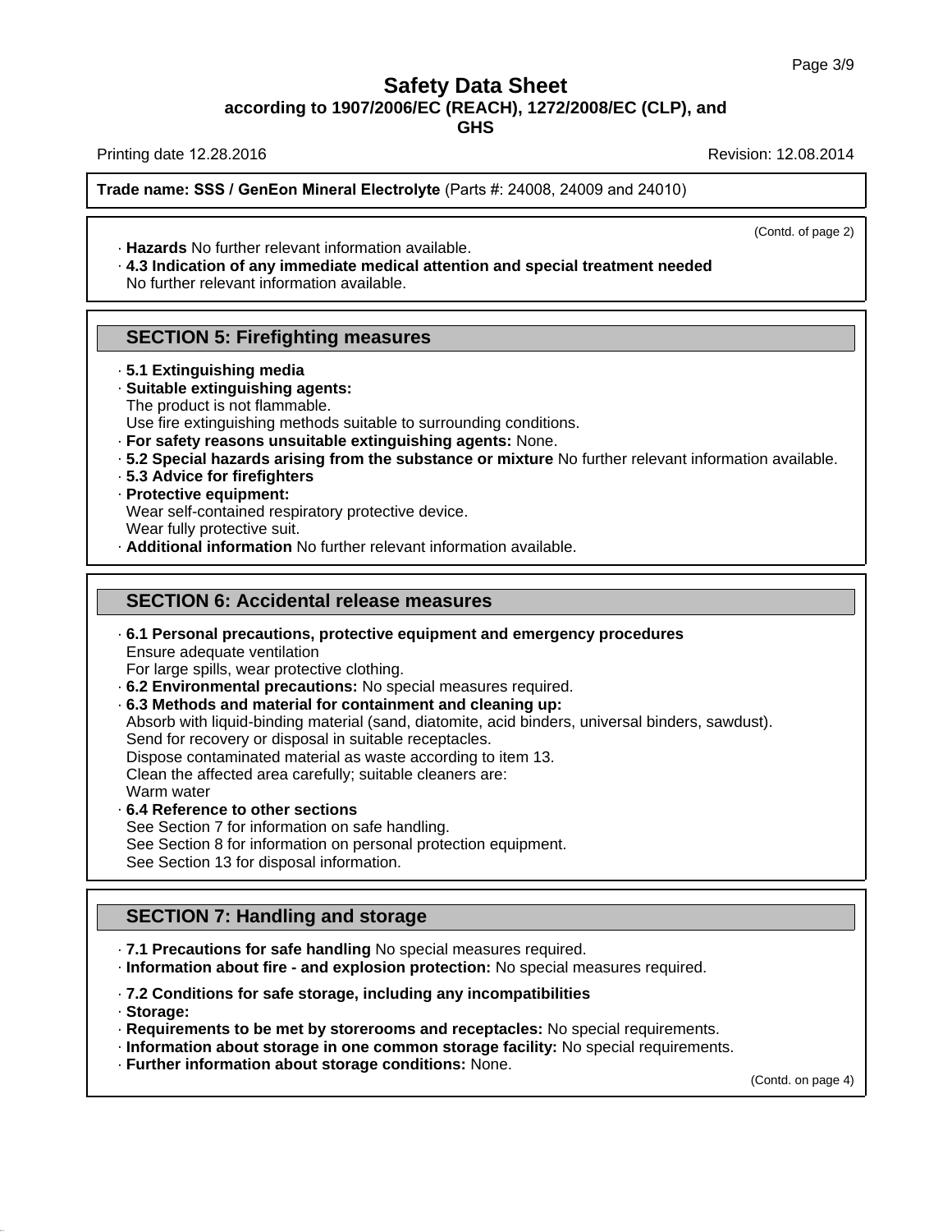Trade name: **SSS / GenEon Mineral Electrolyte** (Parts #: 24008, 24009 and 24010)

(Contd. of page 2)

· **Hazards** No further relevant information available.

· **4.3 Indication of any immediate medical attention and special treatment needed**
No further relevant information available.

## SECTION 5: Firefighting measures

· **5.1 Extinguishing media**

· **Suitable extinguishing agents:**
The product is not flammable.
Use fire extinguishing methods suitable to surrounding conditions.

· **For safety reasons unsuitable extinguishing agents:** None.

· **5.2 Special hazards arising from the substance or mixture** No further relevant information available.

· **5.3 Advice for firefighters**

· **Protective equipment:**
Wear self-contained respiratory protective device.
Wear fully protective suit.

· **Additional information** No further relevant information available.

## SECTION 6: Accidental release measures

· **6.1 Personal precautions, protective equipment and emergency procedures**
Ensure adequate ventilation
For large spills, wear protective clothing.

· **6.2 Environmental precautions:** No special measures required.

· **6.3 Methods and material for containment and cleaning up:**
Absorb with liquid-binding material (sand, diatomite, acid binders, universal binders, sawdust).
Send for recovery or disposal in suitable receptacles.
Dispose contaminated material as waste according to item 13.
Clean the affected area carefully; suitable cleaners are:
Warm water

· **6.4 Reference to other sections**
See Section 7 for information on safe handling.
See Section 8 for information on personal protection equipment.
See Section 13 for disposal information.

## SECTION 7: Handling and storage

· **7.1 Precautions for safe handling** No special measures required.

· **Information about fire - and explosion protection:** No special measures required.

· **7.2 Conditions for safe storage, including any incompatibilities**

· **Storage:**

· **Requirements to be met by storerooms and receptacles:** No special requirements.

· **Information about storage in one common storage facility:** No special requirements.

· **Further information about storage conditions:** None.

(Contd. on page 4)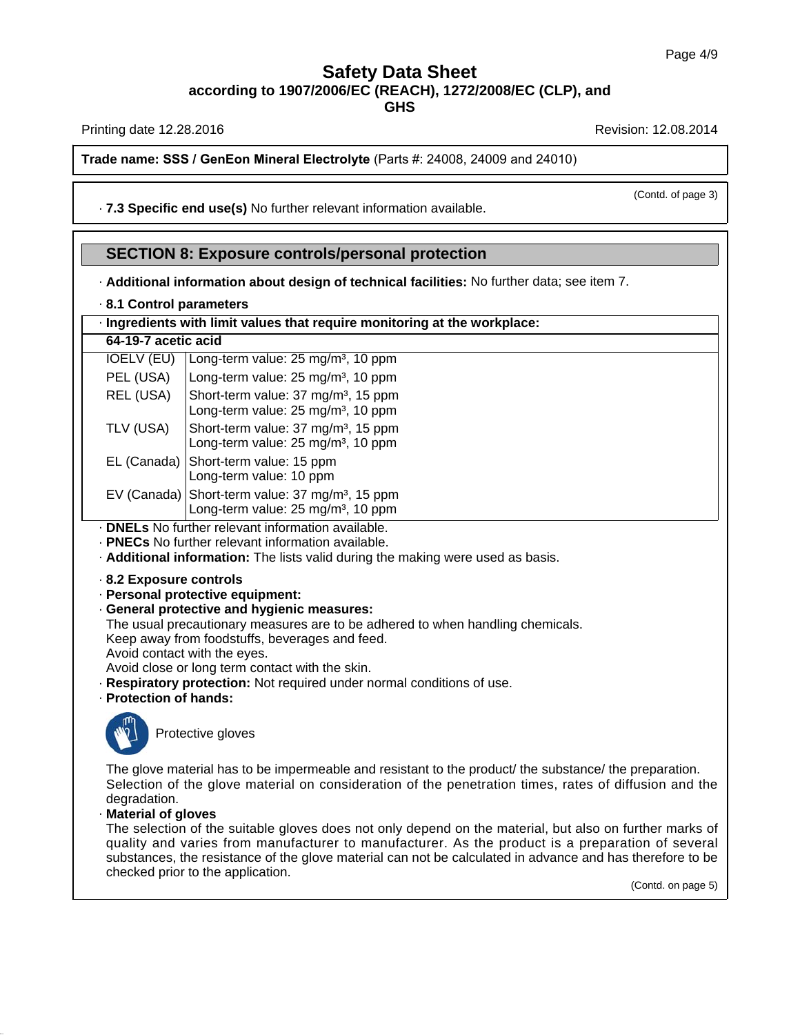**Trade name: SSS / GenEon Mineral Electrolyte** (Parts #: 24008, 24009 and 24010)

(Contd. of page 3)

· **7.3 Specific end use(s)** No further relevant information available.

## SECTION 8: Exposure controls/personal protection

· **Additional information about design of technical facilities:** No further data; see item 7.

· **8.1 Control parameters**

· **Ingredients with limit values that require monitoring at the workplace:**

**64-19-7 acetic acid**

| | |
|---|---|
| IOELV (EU) | Long-term value: 25 mg/m³, 10 ppm |
| PEL (USA) | Long-term value: 25 mg/m³, 10 ppm |
| REL (USA) | Short-term value: 37 mg/m³, 15 ppm<br>Long-term value: 25 mg/m³, 10 ppm |
| TLV (USA) | Short-term value: 37 mg/m³, 15 ppm<br>Long-term value: 25 mg/m³, 10 ppm |
| EL (Canada) | Short-term value: 15 ppm<br>Long-term value: 10 ppm |
| EV (Canada) | Short-term value: 37 mg/m³, 15 ppm<br>Long-term value: 25 mg/m³, 10 ppm |

· **DNELs** No further relevant information available.
· **PNECs** No further relevant information available.
· **Additional information:** The lists valid during the making were used as basis.

· **8.2 Exposure controls**
· **Personal protective equipment:**
· **General protective and hygienic measures:**
The usual precautionary measures are to be adhered to when handling chemicals.
Keep away from foodstuffs, beverages and feed.
Avoid contact with the eyes.
Avoid close or long term contact with the skin.
· **Respiratory protection:** Not required under normal conditions of use.
· **Protection of hands:**

Protective gloves

The glove material has to be impermeable and resistant to the product/ the substance/ the preparation.
Selection of the glove material on consideration of the penetration times, rates of diffusion and the degradation.
· **Material of gloves**
The selection of the suitable gloves does not only depend on the material, but also on further marks of quality and varies from manufacturer to manufacturer. As the product is a preparation of several substances, the resistance of the glove material can not be calculated in advance and has therefore to be checked prior to the application.

(Contd. on page 5)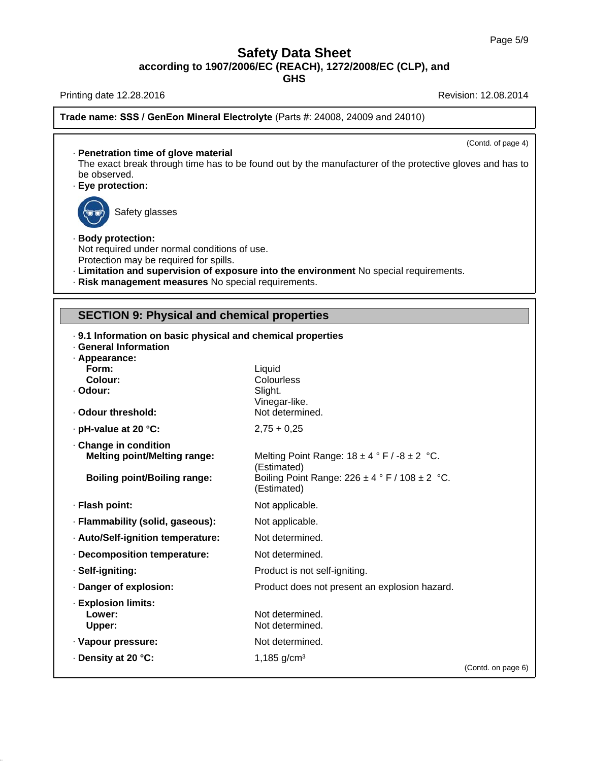**Trade name: SSS / GenEon Mineral Electrolyte** (Parts #: 24008, 24009 and 24010)

(Contd. of page 4)

· **Penetration time of glove material**
The exact break through time has to be found out by the manufacturer of the protective gloves and has to be observed.

· **Eye protection:**

Safety glasses

· **Body protection:**
Not required under normal conditions of use.
Protection may be required for spills.

· **Limitation and supervision of exposure into the environment** No special requirements.

· **Risk management measures** No special requirements.

## SECTION 9: Physical and chemical properties

· **9.1 Information on basic physical and chemical properties**

· **General Information**

| | |
|---|---|
| · **Appearance:** | |
| **Form:** | Liquid |
| **Colour:** | Colourless |
| · **Odour:** | Slight.<br>Vinegar-like. |
| · **Odour threshold:** | Not determined. |
| · **pH-value at 20 °C:** | 2,75 + 0,25 |
| · **Change in condition** | |
| **Melting point/Melting range:** | Melting Point Range: 18 ± 4 ° F / -8 ± 2 °C. (Estimated) |
| **Boiling point/Boiling range:** | Boiling Point Range: 226 ± 4 ° F / 108 ± 2 °C. (Estimated) |
| · **Flash point:** | Not applicable. |
| · **Flammability (solid, gaseous):** | Not applicable. |
| · **Auto/Self-ignition temperature:** | Not determined. |
| · **Decomposition temperature:** | Not determined. |
| · **Self-igniting:** | Product is not self-igniting. |
| · **Danger of explosion:** | Product does not present an explosion hazard. |
| · **Explosion limits:** | |
| **Lower:** | Not determined. |
| **Upper:** | Not determined. |
| · **Vapour pressure:** | Not determined. |
| · **Density at 20 °C:** | 1,185 g/cm³ |

(Contd. on page 6)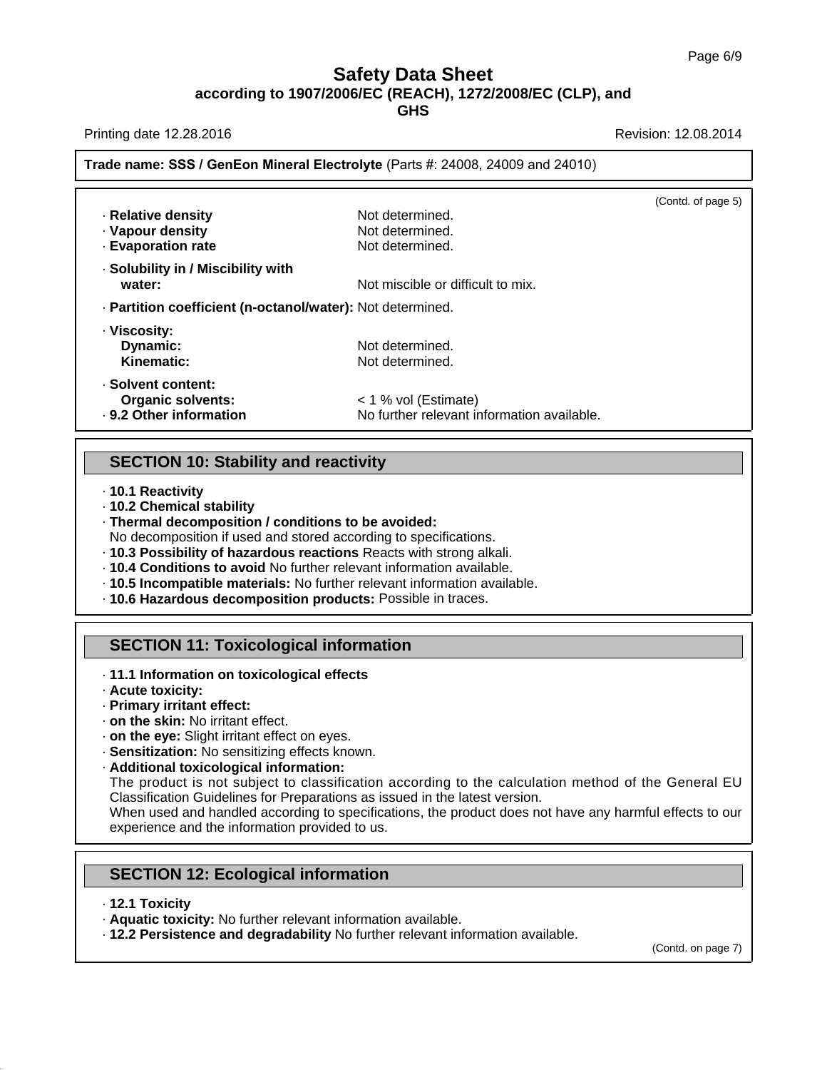(Contd. of page 5)

- **Relative density** Not determined.
- **Vapour density** Not determined.
- **Evaporation rate** Not determined.
- **Solubility in / Miscibility with water:** Not miscible or difficult to mix.
- **Partition coefficient (n-octanol/water):** Not determined.
- **Viscosity:**
  - **Dynamic:** Not determined.
  - **Kinematic:** Not determined.
- **Solvent content:**
  - **Organic solvents:** < 1 % vol (Estimate)
- **9.2 Other information** No further relevant information available.

## SECTION 10: Stability and reactivity

- **10.1 Reactivity**
- **10.2 Chemical stability**
- **Thermal decomposition / conditions to be avoided:**
  No decomposition if used and stored according to specifications.
- **10.3 Possibility of hazardous reactions** Reacts with strong alkali.
- **10.4 Conditions to avoid** No further relevant information available.
- **10.5 Incompatible materials:** No further relevant information available.
- **10.6 Hazardous decomposition products:** Possible in traces.

## SECTION 11: Toxicological information

- **11.1 Information on toxicological effects**
- **Acute toxicity:**
- **Primary irritant effect:**
- **on the skin:** No irritant effect.
- **on the eye:** Slight irritant effect on eyes.
- **Sensitization:** No sensitizing effects known.
- **Additional toxicological information:**
  The product is not subject to classification according to the calculation method of the General EU Classification Guidelines for Preparations as issued in the latest version.
  When used and handled according to specifications, the product does not have any harmful effects to our experience and the information provided to us.

## SECTION 12: Ecological information

- **12.1 Toxicity**
- **Aquatic toxicity:** No further relevant information available.
- **12.2 Persistence and degradability** No further relevant information available.

(Contd. on page 7)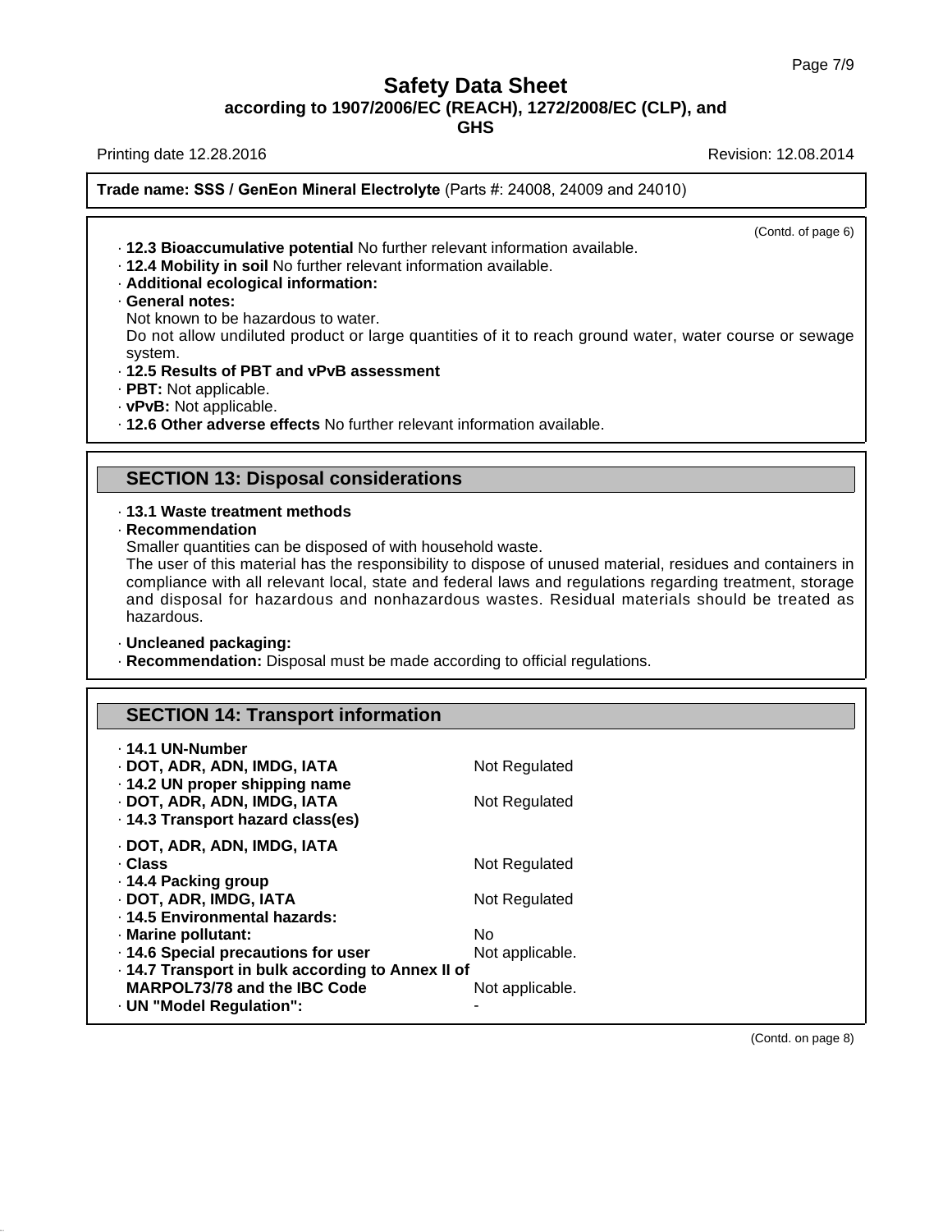**Trade name: SSS / GenEon Mineral Electrolyte** (Parts #: 24008, 24009 and 24010)

(Contd. of page 6)

- **12.3 Bioaccumulative potential** No further relevant information available.
- **12.4 Mobility in soil** No further relevant information available.
- **Additional ecological information:**
- **General notes:**
  Not known to be hazardous to water.
  Do not allow undiluted product or large quantities of it to reach ground water, water course or sewage system.
- **12.5 Results of PBT and vPvB assessment**
- **PBT:** Not applicable.
- **vPvB:** Not applicable.
- **12.6 Other adverse effects** No further relevant information available.

## SECTION 13: Disposal considerations

- **13.1 Waste treatment methods**
- **Recommendation**
  Smaller quantities can be disposed of with household waste.
  The user of this material has the responsibility to dispose of unused material, residues and containers in compliance with all relevant local, state and federal laws and regulations regarding treatment, storage and disposal for hazardous and nonhazardous wastes. Residual materials should be treated as hazardous.

- **Uncleaned packaging:**
- **Recommendation:** Disposal must be made according to official regulations.

## SECTION 14: Transport information

| | |
|---|---|
| **14.1 UN-Number** | |
| **DOT, ADR, ADN, IMDG, IATA** | Not Regulated |
| **14.2 UN proper shipping name** | |
| **DOT, ADR, ADN, IMDG, IATA** | Not Regulated |
| **14.3 Transport hazard class(es)** | |
| **DOT, ADR, ADN, IMDG, IATA** | |
| **Class** | Not Regulated |
| **14.4 Packing group** | |
| **DOT, ADR, IMDG, IATA** | Not Regulated |
| **14.5 Environmental hazards:** | |
| **Marine pollutant:** | No |
| **14.6 Special precautions for user** | Not applicable. |
| **14.7 Transport in bulk according to Annex II of MARPOL73/78 and the IBC Code** | Not applicable. |
| **UN "Model Regulation":** | - |

(Contd. on page 8)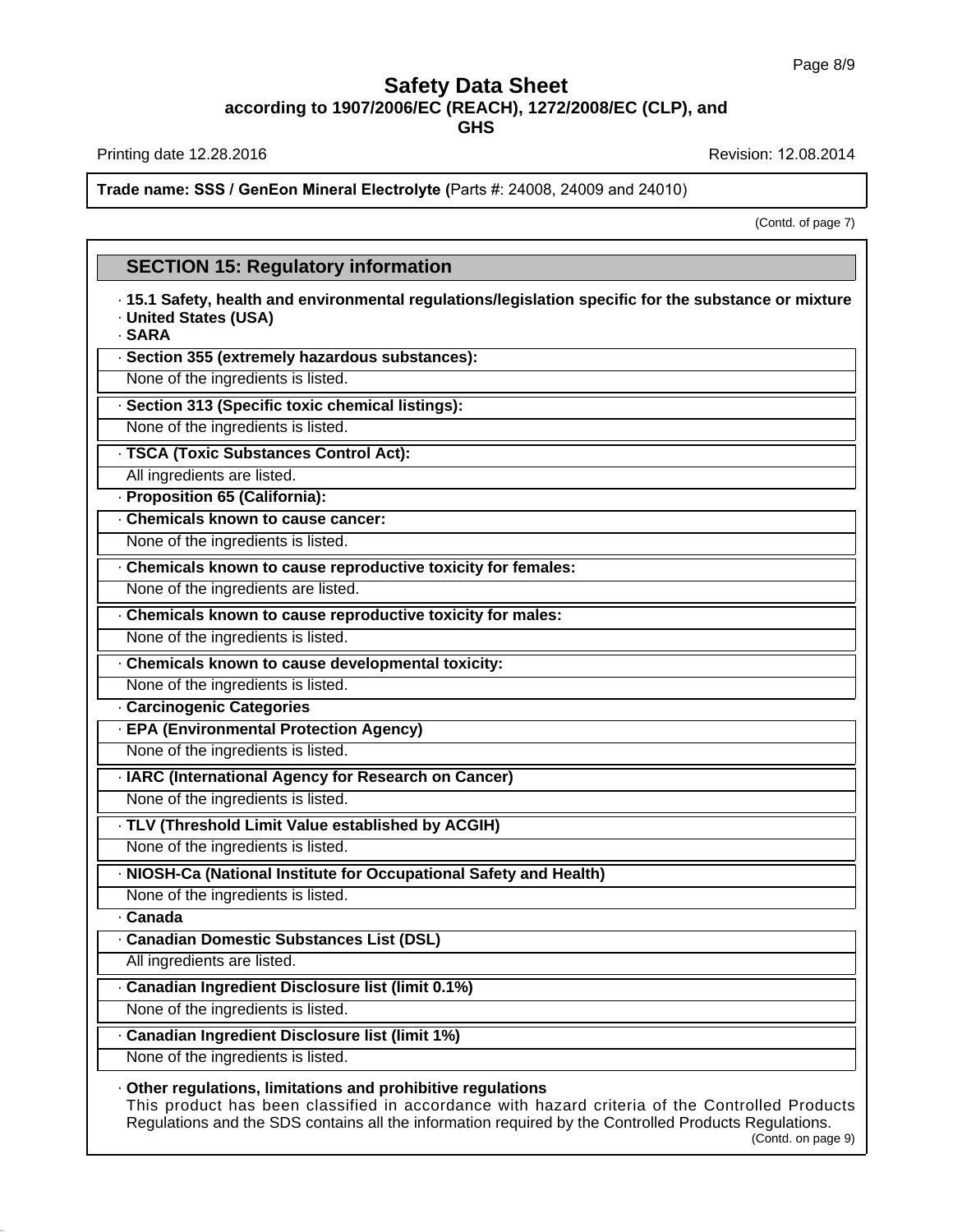# Safety Data Sheet
**according to 1907/2006/EC (REACH), 1272/2008/EC (CLP), and GHS**

Printing date 12.28.2016 Revision: 12.08.2014

**Trade name: SSS / GenEon Mineral Electrolyte (**Parts #: 24008, 24009 and 24010)

(Contd. of page 7)

## SECTION 15: Regulatory information

· **15.1 Safety, health and environmental regulations/legislation specific for the substance or mixture**

· **United States (USA)**

· **SARA**

· **Section 355 (extremely hazardous substances):**

None of the ingredients is listed.

· **Section 313 (Specific toxic chemical listings):**

None of the ingredients is listed.

· **TSCA (Toxic Substances Control Act):**

All ingredients are listed.

· **Proposition 65 (California):**

· **Chemicals known to cause cancer:**

None of the ingredients is listed.

· **Chemicals known to cause reproductive toxicity for females:**

None of the ingredients are listed.

· **Chemicals known to cause reproductive toxicity for males:**

None of the ingredients is listed.

· **Chemicals known to cause developmental toxicity:**

None of the ingredients is listed.

· **Carcinogenic Categories**

· **EPA (Environmental Protection Agency)**

None of the ingredients is listed.

· **IARC (International Agency for Research on Cancer)**

None of the ingredients is listed.

· **TLV (Threshold Limit Value established by ACGIH)**

None of the ingredients is listed.

· **NIOSH-Ca (National Institute for Occupational Safety and Health)**

None of the ingredients is listed.

· **Canada**

· **Canadian Domestic Substances List (DSL)**

All ingredients are listed.

· **Canadian Ingredient Disclosure list (limit 0.1%)**

None of the ingredients is listed.

· **Canadian Ingredient Disclosure list (limit 1%)**

None of the ingredients is listed.

· **Other regulations, limitations and prohibitive regulations**

This product has been classified in accordance with hazard criteria of the Controlled Products Regulations and the SDS contains all the information required by the Controlled Products Regulations.

(Contd. on page 9)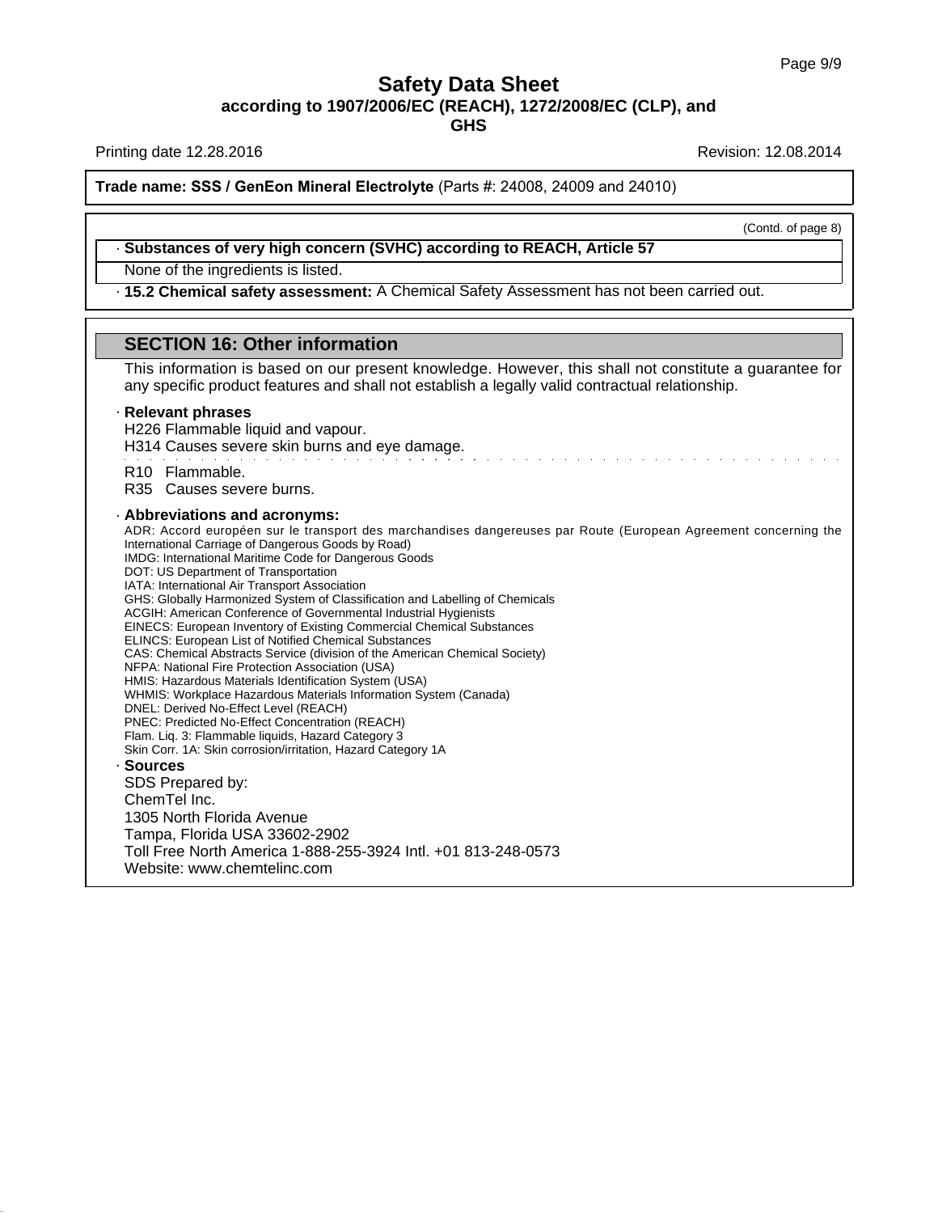**Trade name: SSS / GenEon Mineral Electrolyte** (Parts #: 24008, 24009 and 24010)

(Contd. of page 8)

· **Substances of very high concern (SVHC) according to REACH, Article 57**

None of the ingredients is listed.

· **15.2 Chemical safety assessment:** A Chemical Safety Assessment has not been carried out.

## SECTION 16: Other information

This information is based on our present knowledge. However, this shall not constitute a guarantee for any specific product features and shall not establish a legally valid contractual relationship.

· **Relevant phrases**

H226 Flammable liquid and vapour.
H314 Causes severe skin burns and eye damage.

R10 Flammable.
R35 Causes severe burns.

· **Abbreviations and acronyms:**

ADR: Accord européen sur le transport des marchandises dangereuses par Route (European Agreement concerning the International Carriage of Dangerous Goods by Road)
IMDG: International Maritime Code for Dangerous Goods
DOT: US Department of Transportation
IATA: International Air Transport Association
GHS: Globally Harmonized System of Classification and Labelling of Chemicals
ACGIH: American Conference of Governmental Industrial Hygienists
EINECS: European Inventory of Existing Commercial Chemical Substances
ELINCS: European List of Notified Chemical Substances
CAS: Chemical Abstracts Service (division of the American Chemical Society)
NFPA: National Fire Protection Association (USA)
HMIS: Hazardous Materials Identification System (USA)
WHMIS: Workplace Hazardous Materials Information System (Canada)
DNEL: Derived No-Effect Level (REACH)
PNEC: Predicted No-Effect Concentration (REACH)
Flam. Liq. 3: Flammable liquids, Hazard Category 3
Skin Corr. 1A: Skin corrosion/irritation, Hazard Category 1A

· **Sources**

SDS Prepared by:
ChemTel Inc.
1305 North Florida Avenue
Tampa, Florida USA 33602-2902
Toll Free North America 1-888-255-3924 Intl. +01 813-248-0573
Website: www.chemtelinc.com